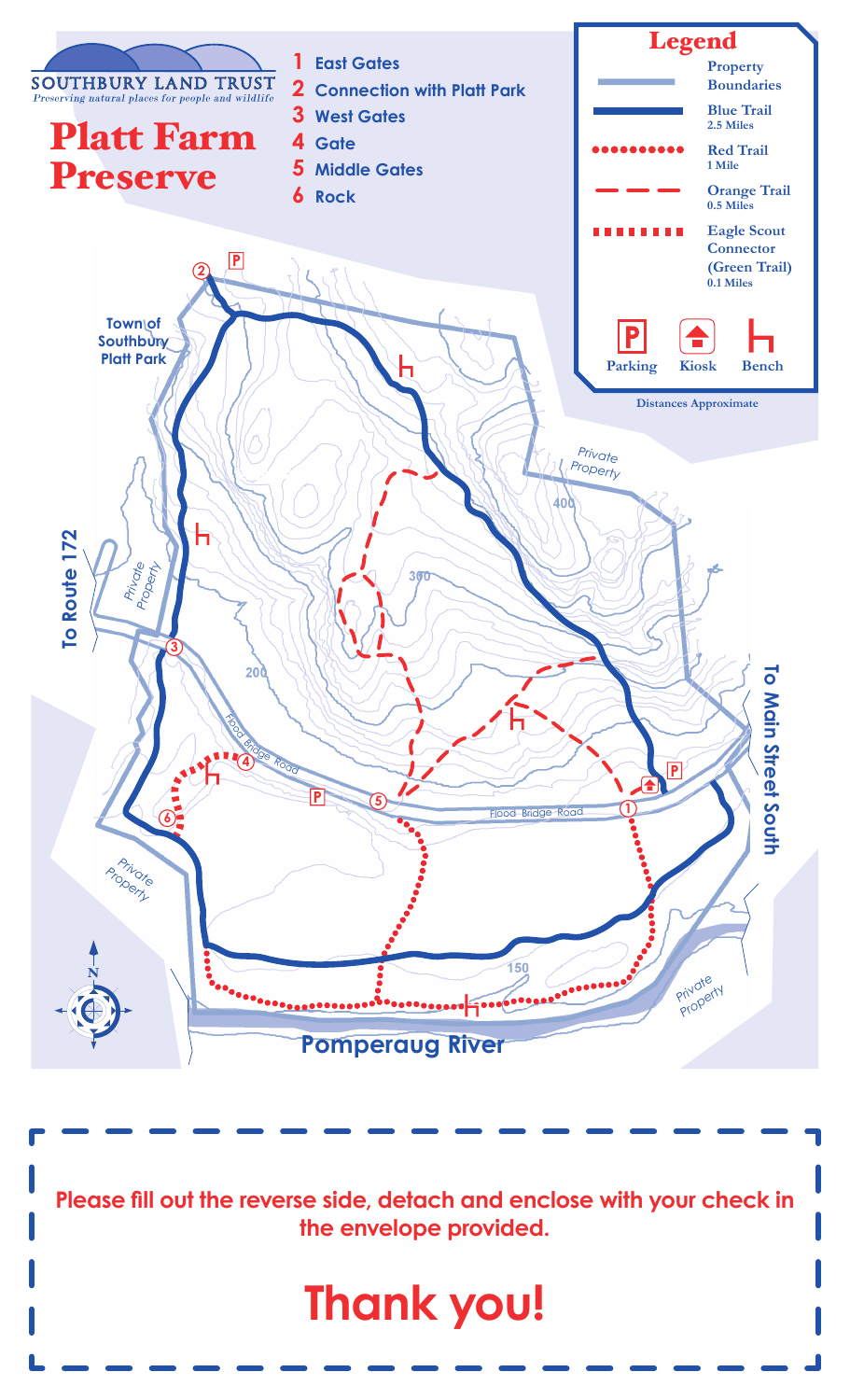SOUTHBURY LAND TRUST

*Preserving natural places for people and wildlife*

# Platt Farm Preserve

1. East Gates
2. Connection with Platt Park
3. West Gates
4. Gate
5. Middle Gates
6. Rock

## Legend

- Property Boundaries
- Blue Trail — 2.5 Miles
- Red Trail — 1 Mile
- Orange Trail — 0.5 Miles
- Eagle Scout Connector (Green Trail) — 0.1 Miles
- Parking
- Kiosk
- Bench

Distances Approximate

Town of Southbury Platt Park

To Route 172

To Main Street South

Flood Bridge Road

Private Property

Pomperaug River

400

300

200

150

Please fill out the reverse side, detach and enclose with your check in the envelope provided.

# Thank you!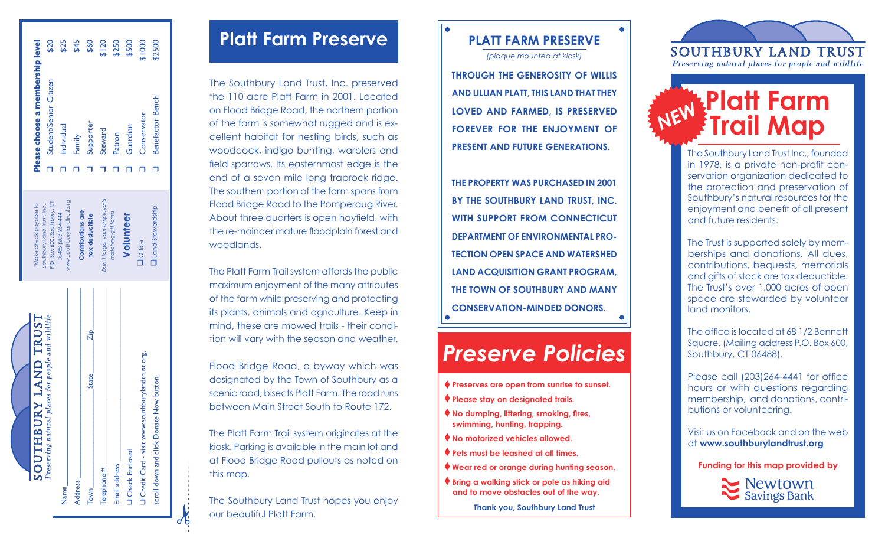# SOUTHBURY LAND TRUST

*Preserving natural places for people and wildlife*

Name

Address

Town State Zip

Telephone #

Email address

❑ Check Enclosed

❑ Credit Card - visit www.southburylandtrust.org, scroll down and click Donate Now button.

*Make check payable to Southbury Land Trust, Inc., P.O. Box 600, Southbury, CT 06488 (203)264-4441 www.southburylandtrust.org

**Contributions are tax deductible**

*Don't forget your employer's matching gift forms*

**Volunteer**

❑ Office

❑ Land Stewardship

**Please choose a membership level**

| | | |
|---|---|---|
| ❑ | Student/Senior Citizen | $20 |
| ❑ | Individual | $25 |
| ❑ | Family | $45 |
| ❑ | Supporter | $60 |
| ❑ | Steward | $120 |
| ❑ | Patron | $250 |
| ❑ | Guardian | $500 |
| ❑ | Conservator | $1000 |
| ❑ | Benefactor Bench | $2500 |

# Platt Farm Preserve

The Southbury Land Trust, Inc. preserved the 110 acre Platt Farm in 2001. Located on Flood Bridge Road, the northern portion of the farm is somewhat rugged and is excellent habitat for nesting birds, such as woodcock, indigo bunting, warblers and field sparrows. Its easternmost edge is the end of a seven mile long traprock ridge. The southern portion of the farm spans from Flood Bridge Road to the Pomperaug River. About three quarters is open hayfield, with the re-mainder mature floodplain forest and woodlands.

The Platt Farm Trail system affords the public maximum enjoyment of the many attributes of the farm while preserving and protecting its plants, animals and agriculture. Keep in mind, these are mowed trails - their condition will vary with the season and weather.

Flood Bridge Road, a byway which was designated by the Town of Southbury as a scenic road, bisects Platt Farm. The road runs between Main Street South to Route 172.

The Platt Farm Trail system originates at the kiosk. Parking is available in the main lot and at Flood Bridge Road pullouts as noted on this map.

The Southbury Land Trust hopes you enjoy our beautiful Platt Farm.

## PLATT FARM PRESERVE

*(plaque mounted at kiosk)*

**THROUGH THE GENEROSITY OF WILLIS AND LILLIAN PLATT, THIS LAND THAT THEY LOVED AND FARMED, IS PRESERVED FOREVER FOR THE ENJOYMENT OF PRESENT AND FUTURE GENERATIONS.**

**THE PROPERTY WAS PURCHASED IN 2001 BY THE SOUTHBURY LAND TRUST, INC. WITH SUPPORT FROM CONNECTICUT DEPARTMENT OF ENVIRONMENTAL PROTECTION OPEN SPACE AND WATERSHED LAND ACQUISITION GRANT PROGRAM, THE TOWN OF SOUTHBURY AND MANY CONSERVATION-MINDED DONORS.**

## *Preserve Policies*

- **Preserves are open from sunrise to sunset.**
- **Please stay on designated trails.**
- **No dumping, littering, smoking, fires, swimming, hunting, trapping.**
- **No motorized vehicles allowed.**
- **Pets must be leashed at all times.**
- **Wear red or orange during hunting season.**
- **Bring a walking stick or pole as hiking aid and to move obstacles out of the way.**

**Thank you, Southbury Land Trust**

# SOUTHBURY LAND TRUST

*Preserving natural places for people and wildlife*

# NEW Platt Farm Trail Map

The Southbury Land Trust Inc., founded in 1978, is a private non-profit conservation organization dedicated to the protection and preservation of Southbury's natural resources for the enjoyment and benefit of all present and future residents.

The Trust is supported solely by memberships and donations. All dues, contributions, bequests, memorials and gifts of stock are tax deductible. The Trust's over 1,000 acres of open space are stewarded by volunteer land monitors.

The office is located at 68 1/2 Bennett Square. (Mailing address P.O. Box 600, Southbury, CT 06488).

Please call (203)264-4441 for office hours or with questions regarding membership, land donations, contributions or volunteering.

Visit us on Facebook and on the web at **www.southburylandtrust.org**

**Funding for this map provided by**

Newtown Savings Bank